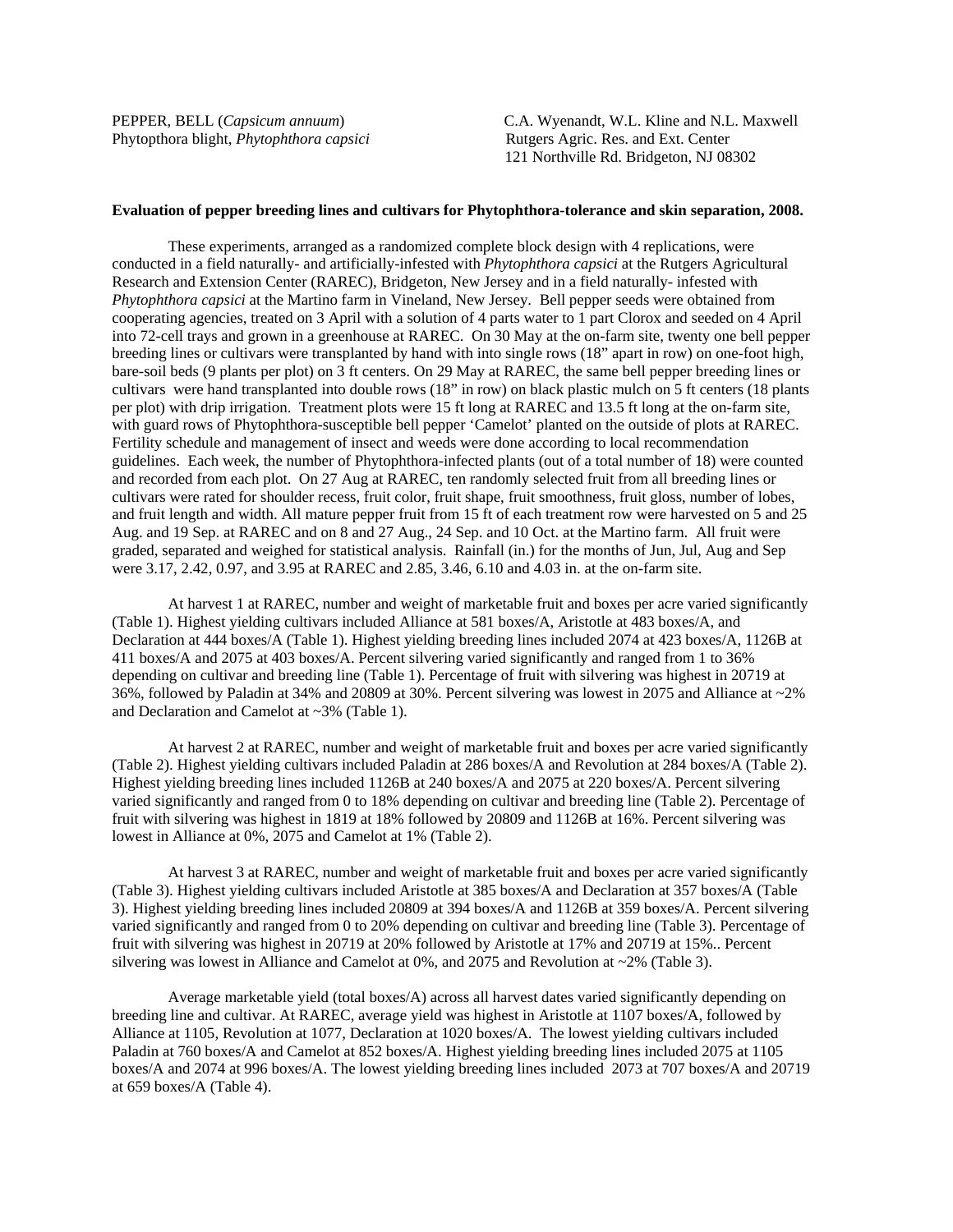PEPPER, BELL (*Capsicum annuum*)
Phytopthora blight, *Phytophthora capsici*

C.A. Wyenandt, W.L. Kline and N.L. Maxwell
Rutgers Agric. Res. and Ext. Center
121 Northville Rd. Bridgeton, NJ 08302

**Evaluation of pepper breeding lines and cultivars for Phytophthora-tolerance and skin separation, 2008.**

These experiments, arranged as a randomized complete block design with 4 replications, were conducted in a field naturally- and artificially-infested with *Phytophthora capsici* at the Rutgers Agricultural Research and Extension Center (RAREC), Bridgeton, New Jersey and in a field naturally- infested with *Phytophthora capsici* at the Martino farm in Vineland, New Jersey. Bell pepper seeds were obtained from cooperating agencies, treated on 3 April with a solution of 4 parts water to 1 part Clorox and seeded on 4 April into 72-cell trays and grown in a greenhouse at RAREC. On 30 May at the on-farm site, twenty one bell pepper breeding lines or cultivars were transplanted by hand with into single rows (18" apart in row) on one-foot high, bare-soil beds (9 plants per plot) on 3 ft centers. On 29 May at RAREC, the same bell pepper breeding lines or cultivars were hand transplanted into double rows (18" in row) on black plastic mulch on 5 ft centers (18 plants per plot) with drip irrigation. Treatment plots were 15 ft long at RAREC and 13.5 ft long at the on-farm site, with guard rows of Phytophthora-susceptible bell pepper 'Camelot' planted on the outside of plots at RAREC. Fertility schedule and management of insect and weeds were done according to local recommendation guidelines. Each week, the number of Phytophthora-infected plants (out of a total number of 18) were counted and recorded from each plot. On 27 Aug at RAREC, ten randomly selected fruit from all breeding lines or cultivars were rated for shoulder recess, fruit color, fruit shape, fruit smoothness, fruit gloss, number of lobes, and fruit length and width. All mature pepper fruit from 15 ft of each treatment row were harvested on 5 and 25 Aug. and 19 Sep. at RAREC and on 8 and 27 Aug., 24 Sep. and 10 Oct. at the Martino farm. All fruit were graded, separated and weighed for statistical analysis. Rainfall (in.) for the months of Jun, Jul, Aug and Sep were 3.17, 2.42, 0.97, and 3.95 at RAREC and 2.85, 3.46, 6.10 and 4.03 in. at the on-farm site.

At harvest 1 at RAREC, number and weight of marketable fruit and boxes per acre varied significantly (Table 1). Highest yielding cultivars included Alliance at 581 boxes/A, Aristotle at 483 boxes/A, and Declaration at 444 boxes/A (Table 1). Highest yielding breeding lines included 2074 at 423 boxes/A, 1126B at 411 boxes/A and 2075 at 403 boxes/A. Percent silvering varied significantly and ranged from 1 to 36% depending on cultivar and breeding line (Table 1). Percentage of fruit with silvering was highest in 20719 at 36%, followed by Paladin at 34% and 20809 at 30%. Percent silvering was lowest in 2075 and Alliance at ~2% and Declaration and Camelot at ~3% (Table 1).

At harvest 2 at RAREC, number and weight of marketable fruit and boxes per acre varied significantly (Table 2). Highest yielding cultivars included Paladin at 286 boxes/A and Revolution at 284 boxes/A (Table 2). Highest yielding breeding lines included 1126B at 240 boxes/A and 2075 at 220 boxes/A. Percent silvering varied significantly and ranged from 0 to 18% depending on cultivar and breeding line (Table 2). Percentage of fruit with silvering was highest in 1819 at 18% followed by 20809 and 1126B at 16%. Percent silvering was lowest in Alliance at 0%, 2075 and Camelot at 1% (Table 2).

At harvest 3 at RAREC, number and weight of marketable fruit and boxes per acre varied significantly (Table 3). Highest yielding cultivars included Aristotle at 385 boxes/A and Declaration at 357 boxes/A (Table 3). Highest yielding breeding lines included 20809 at 394 boxes/A and 1126B at 359 boxes/A. Percent silvering varied significantly and ranged from 0 to 20% depending on cultivar and breeding line (Table 3). Percentage of fruit with silvering was highest in 20719 at 20% followed by Aristotle at 17% and 20719 at 15%.. Percent silvering was lowest in Alliance and Camelot at 0%, and 2075 and Revolution at ~2% (Table 3).

Average marketable yield (total boxes/A) across all harvest dates varied significantly depending on breeding line and cultivar. At RAREC, average yield was highest in Aristotle at 1107 boxes/A, followed by Alliance at 1105, Revolution at 1077, Declaration at 1020 boxes/A. The lowest yielding cultivars included Paladin at 760 boxes/A and Camelot at 852 boxes/A. Highest yielding breeding lines included 2075 at 1105 boxes/A and 2074 at 996 boxes/A. The lowest yielding breeding lines included 2073 at 707 boxes/A and 20719 at 659 boxes/A (Table 4).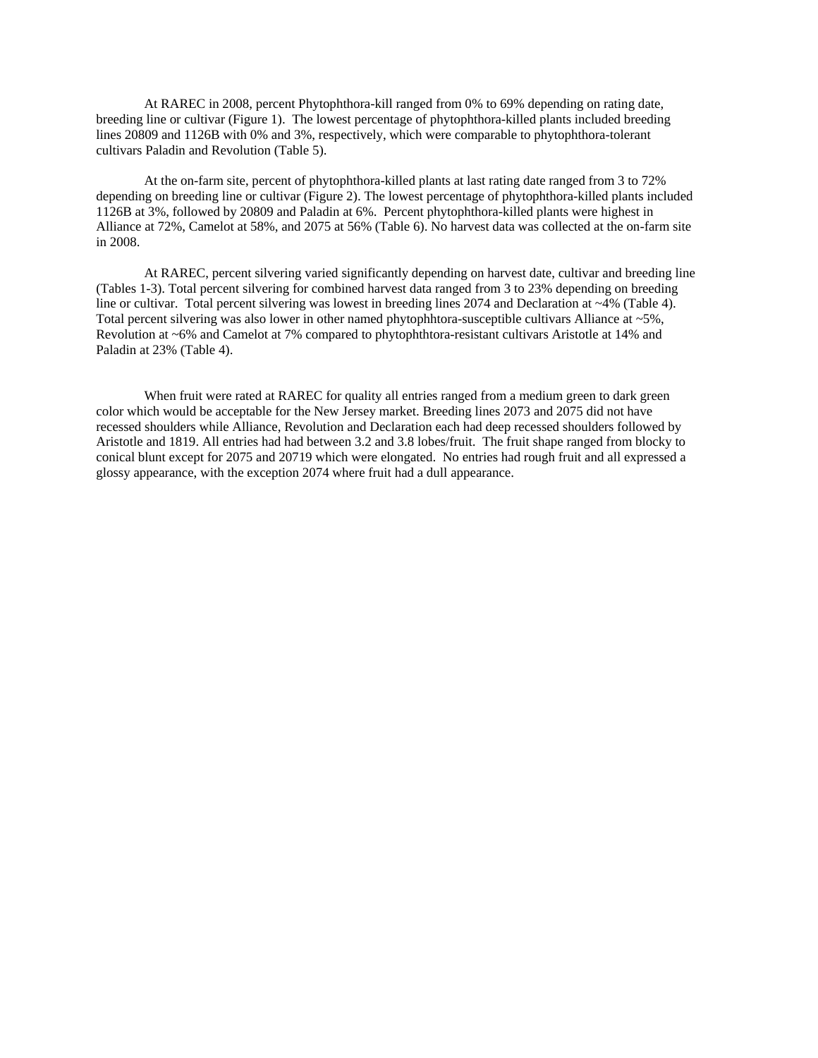At RAREC in 2008, percent Phytophthora-kill ranged from 0% to 69% depending on rating date, breeding line or cultivar (Figure 1). The lowest percentage of phytophthora-killed plants included breeding lines 20809 and 1126B with 0% and 3%, respectively, which were comparable to phytophthora-tolerant cultivars Paladin and Revolution (Table 5).

At the on-farm site, percent of phytophthora-killed plants at last rating date ranged from 3 to 72% depending on breeding line or cultivar (Figure 2). The lowest percentage of phytophthora-killed plants included 1126B at 3%, followed by 20809 and Paladin at 6%. Percent phytophthora-killed plants were highest in Alliance at 72%, Camelot at 58%, and 2075 at 56% (Table 6). No harvest data was collected at the on-farm site in 2008.

At RAREC, percent silvering varied significantly depending on harvest date, cultivar and breeding line (Tables 1-3). Total percent silvering for combined harvest data ranged from 3 to 23% depending on breeding line or cultivar. Total percent silvering was lowest in breeding lines 2074 and Declaration at ~4% (Table 4). Total percent silvering was also lower in other named phytophhtora-susceptible cultivars Alliance at ~5%, Revolution at ~6% and Camelot at 7% compared to phytophthtora-resistant cultivars Aristotle at 14% and Paladin at 23% (Table 4).

When fruit were rated at RAREC for quality all entries ranged from a medium green to dark green color which would be acceptable for the New Jersey market. Breeding lines 2073 and 2075 did not have recessed shoulders while Alliance, Revolution and Declaration each had deep recessed shoulders followed by Aristotle and 1819. All entries had had between 3.2 and 3.8 lobes/fruit. The fruit shape ranged from blocky to conical blunt except for 2075 and 20719 which were elongated. No entries had rough fruit and all expressed a glossy appearance, with the exception 2074 where fruit had a dull appearance.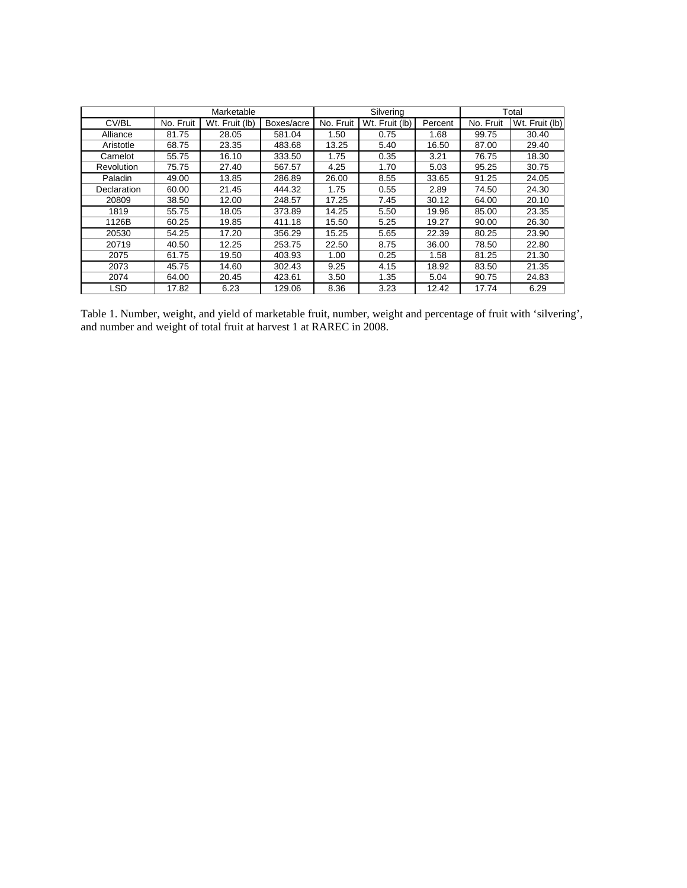| | Marketable | | | Silvering | | | Total | |
|---|---|---|---|---|---|---|---|---|
| CV/BL | No. Fruit | Wt. Fruit (lb) | Boxes/acre | No. Fruit | Wt. Fruit (lb) | Percent | No. Fruit | Wt. Fruit (lb) |
| Alliance | 81.75 | 28.05 | 581.04 | 1.50 | 0.75 | 1.68 | 99.75 | 30.40 |
| Aristotle | 68.75 | 23.35 | 483.68 | 13.25 | 5.40 | 16.50 | 87.00 | 29.40 |
| Camelot | 55.75 | 16.10 | 333.50 | 1.75 | 0.35 | 3.21 | 76.75 | 18.30 |
| Revolution | 75.75 | 27.40 | 567.57 | 4.25 | 1.70 | 5.03 | 95.25 | 30.75 |
| Paladin | 49.00 | 13.85 | 286.89 | 26.00 | 8.55 | 33.65 | 91.25 | 24.05 |
| Declaration | 60.00 | 21.45 | 444.32 | 1.75 | 0.55 | 2.89 | 74.50 | 24.30 |
| 20809 | 38.50 | 12.00 | 248.57 | 17.25 | 7.45 | 30.12 | 64.00 | 20.10 |
| 1819 | 55.75 | 18.05 | 373.89 | 14.25 | 5.50 | 19.96 | 85.00 | 23.35 |
| 1126B | 60.25 | 19.85 | 411.18 | 15.50 | 5.25 | 19.27 | 90.00 | 26.30 |
| 20530 | 54.25 | 17.20 | 356.29 | 15.25 | 5.65 | 22.39 | 80.25 | 23.90 |
| 20719 | 40.50 | 12.25 | 253.75 | 22.50 | 8.75 | 36.00 | 78.50 | 22.80 |
| 2075 | 61.75 | 19.50 | 403.93 | 1.00 | 0.25 | 1.58 | 81.25 | 21.30 |
| 2073 | 45.75 | 14.60 | 302.43 | 9.25 | 4.15 | 18.92 | 83.50 | 21.35 |
| 2074 | 64.00 | 20.45 | 423.61 | 3.50 | 1.35 | 5.04 | 90.75 | 24.83 |
| LSD | 17.82 | 6.23 | 129.06 | 8.36 | 3.23 | 12.42 | 17.74 | 6.29 |

Table 1. Number, weight, and yield of marketable fruit, number, weight and percentage of fruit with 'silvering', and number and weight of total fruit at harvest 1 at RAREC in 2008.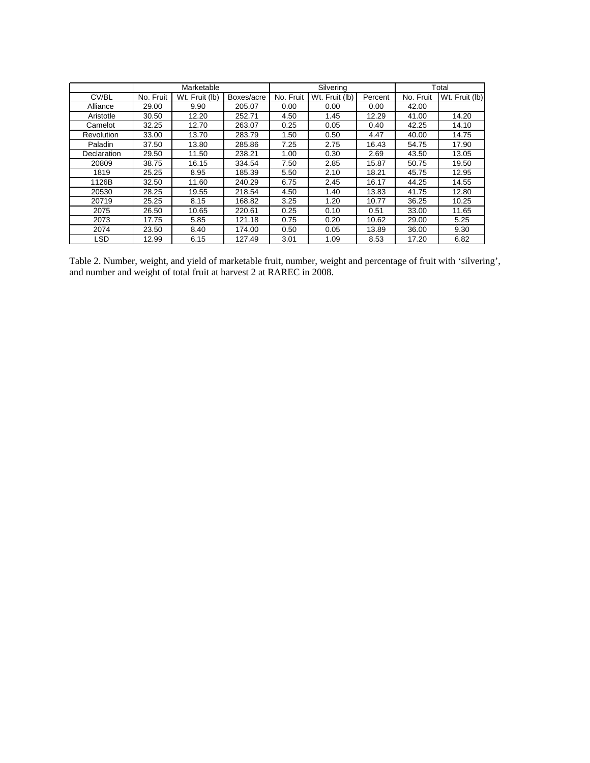| | Marketable | | | Silvering | | | Total | |
|---|---|---|---|---|---|---|---|---|
| CV/BL | No. Fruit | Wt. Fruit (lb) | Boxes/acre | No. Fruit | Wt. Fruit (lb) | Percent | No. Fruit | Wt. Fruit (lb) |
| Alliance | 29.00 | 9.90 | 205.07 | 0.00 | 0.00 | 0.00 | 42.00 | |
| Aristotle | 30.50 | 12.20 | 252.71 | 4.50 | 1.45 | 12.29 | 41.00 | 14.20 |
| Camelot | 32.25 | 12.70 | 263.07 | 0.25 | 0.05 | 0.40 | 42.25 | 14.10 |
| Revolution | 33.00 | 13.70 | 283.79 | 1.50 | 0.50 | 4.47 | 40.00 | 14.75 |
| Paladin | 37.50 | 13.80 | 285.86 | 7.25 | 2.75 | 16.43 | 54.75 | 17.90 |
| Declaration | 29.50 | 11.50 | 238.21 | 1.00 | 0.30 | 2.69 | 43.50 | 13.05 |
| 20809 | 38.75 | 16.15 | 334.54 | 7.50 | 2.85 | 15.87 | 50.75 | 19.50 |
| 1819 | 25.25 | 8.95 | 185.39 | 5.50 | 2.10 | 18.21 | 45.75 | 12.95 |
| 1126B | 32.50 | 11.60 | 240.29 | 6.75 | 2.45 | 16.17 | 44.25 | 14.55 |
| 20530 | 28.25 | 19.55 | 218.54 | 4.50 | 1.40 | 13.83 | 41.75 | 12.80 |
| 20719 | 25.25 | 8.15 | 168.82 | 3.25 | 1.20 | 10.77 | 36.25 | 10.25 |
| 2075 | 26.50 | 10.65 | 220.61 | 0.25 | 0.10 | 0.51 | 33.00 | 11.65 |
| 2073 | 17.75 | 5.85 | 121.18 | 0.75 | 0.20 | 10.62 | 29.00 | 5.25 |
| 2074 | 23.50 | 8.40 | 174.00 | 0.50 | 0.05 | 13.89 | 36.00 | 9.30 |
| LSD | 12.99 | 6.15 | 127.49 | 3.01 | 1.09 | 8.53 | 17.20 | 6.82 |

Table 2. Number, weight, and yield of marketable fruit, number, weight and percentage of fruit with 'silvering', and number and weight of total fruit at harvest 2 at RAREC in 2008.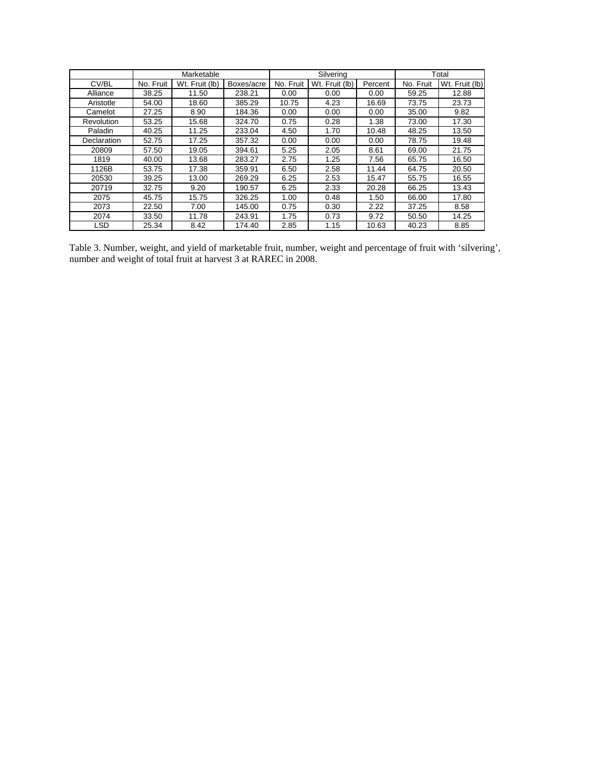| | Marketable | | | Silvering | | | Total | |
|---|---|---|---|---|---|---|---|---|
| CV/BL | No. Fruit | Wt. Fruit (lb) | Boxes/acre | No. Fruit | Wt. Fruit (lb) | Percent | No. Fruit | Wt. Fruit (lb) |
| Alliance | 38.25 | 11.50 | 238.21 | 0.00 | 0.00 | 0.00 | 59.25 | 12.88 |
| Aristotle | 54.00 | 18.60 | 385.29 | 10.75 | 4.23 | 16.69 | 73.75 | 23.73 |
| Camelot | 27.25 | 8.90 | 184.36 | 0.00 | 0.00 | 0.00 | 35.00 | 9.82 |
| Revolution | 53.25 | 15.68 | 324.70 | 0.75 | 0.28 | 1.38 | 73.00 | 17.30 |
| Paladin | 40.25 | 11.25 | 233.04 | 4.50 | 1.70 | 10.48 | 48.25 | 13.50 |
| Declaration | 52.75 | 17.25 | 357.32 | 0.00 | 0.00 | 0.00 | 78.75 | 19.48 |
| 20809 | 57.50 | 19.05 | 394.61 | 5.25 | 2.05 | 8.61 | 69.00 | 21.75 |
| 1819 | 40.00 | 13.68 | 283.27 | 2.75 | 1.25 | 7.56 | 65.75 | 16.50 |
| 1126B | 53.75 | 17.38 | 359.91 | 6.50 | 2.58 | 11.44 | 64.75 | 20.50 |
| 20530 | 39.25 | 13.00 | 269.29 | 6.25 | 2.53 | 15.47 | 55.75 | 16.55 |
| 20719 | 32.75 | 9.20 | 190.57 | 6.25 | 2.33 | 20.28 | 66.25 | 13.43 |
| 2075 | 45.75 | 15.75 | 326.25 | 1.00 | 0.48 | 1.50 | 66.00 | 17.80 |
| 2073 | 22.50 | 7.00 | 145.00 | 0.75 | 0.30 | 2.22 | 37.25 | 8.58 |
| 2074 | 33.50 | 11.78 | 243.91 | 1.75 | 0.73 | 9.72 | 50.50 | 14.25 |
| LSD | 25.34 | 8.42 | 174.40 | 2.85 | 1.15 | 10.63 | 40.23 | 8.85 |

Table 3. Number, weight, and yield of marketable fruit, number, weight and percentage of fruit with 'silvering', number and weight of total fruit at harvest 3 at RAREC in 2008.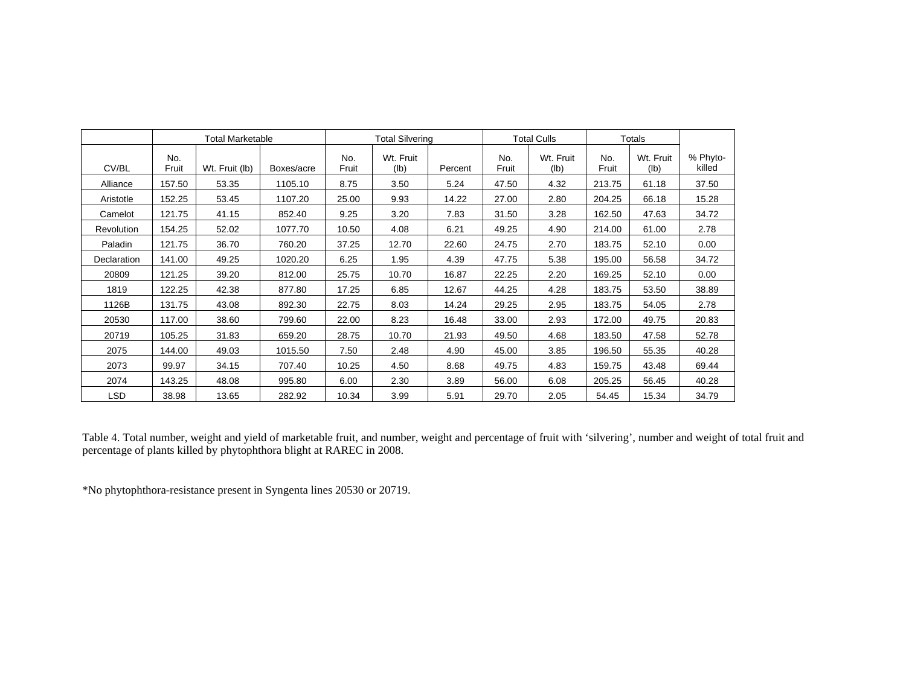| | Total Marketable | | | Total Silvering | | | Total Culls | | Totals | | |
|---|---|---|---|---|---|---|---|---|---|---|---|
| CV/BL | No. Fruit | Wt. Fruit (lb) | Boxes/acre | No. Fruit | Wt. Fruit (lb) | Percent | No. Fruit | Wt. Fruit (lb) | No. Fruit | Wt. Fruit (lb) | % Phyto-killed |
| Alliance | 157.50 | 53.35 | 1105.10 | 8.75 | 3.50 | 5.24 | 47.50 | 4.32 | 213.75 | 61.18 | 37.50 |
| Aristotle | 152.25 | 53.45 | 1107.20 | 25.00 | 9.93 | 14.22 | 27.00 | 2.80 | 204.25 | 66.18 | 15.28 |
| Camelot | 121.75 | 41.15 | 852.40 | 9.25 | 3.20 | 7.83 | 31.50 | 3.28 | 162.50 | 47.63 | 34.72 |
| Revolution | 154.25 | 52.02 | 1077.70 | 10.50 | 4.08 | 6.21 | 49.25 | 4.90 | 214.00 | 61.00 | 2.78 |
| Paladin | 121.75 | 36.70 | 760.20 | 37.25 | 12.70 | 22.60 | 24.75 | 2.70 | 183.75 | 52.10 | 0.00 |
| Declaration | 141.00 | 49.25 | 1020.20 | 6.25 | 1.95 | 4.39 | 47.75 | 5.38 | 195.00 | 56.58 | 34.72 |
| 20809 | 121.25 | 39.20 | 812.00 | 25.75 | 10.70 | 16.87 | 22.25 | 2.20 | 169.25 | 52.10 | 0.00 |
| 1819 | 122.25 | 42.38 | 877.80 | 17.25 | 6.85 | 12.67 | 44.25 | 4.28 | 183.75 | 53.50 | 38.89 |
| 1126B | 131.75 | 43.08 | 892.30 | 22.75 | 8.03 | 14.24 | 29.25 | 2.95 | 183.75 | 54.05 | 2.78 |
| 20530 | 117.00 | 38.60 | 799.60 | 22.00 | 8.23 | 16.48 | 33.00 | 2.93 | 172.00 | 49.75 | 20.83 |
| 20719 | 105.25 | 31.83 | 659.20 | 28.75 | 10.70 | 21.93 | 49.50 | 4.68 | 183.50 | 47.58 | 52.78 |
| 2075 | 144.00 | 49.03 | 1015.50 | 7.50 | 2.48 | 4.90 | 45.00 | 3.85 | 196.50 | 55.35 | 40.28 |
| 2073 | 99.97 | 34.15 | 707.40 | 10.25 | 4.50 | 8.68 | 49.75 | 4.83 | 159.75 | 43.48 | 69.44 |
| 2074 | 143.25 | 48.08 | 995.80 | 6.00 | 2.30 | 3.89 | 56.00 | 6.08 | 205.25 | 56.45 | 40.28 |
| LSD | 38.98 | 13.65 | 282.92 | 10.34 | 3.99 | 5.91 | 29.70 | 2.05 | 54.45 | 15.34 | 34.79 |

Table 4. Total number, weight and yield of marketable fruit, and number, weight and percentage of fruit with 'silvering', number and weight of total fruit and percentage of plants killed by phytophthora blight at RAREC in 2008.

*No phytophthora-resistance present in Syngenta lines 20530 or 20719.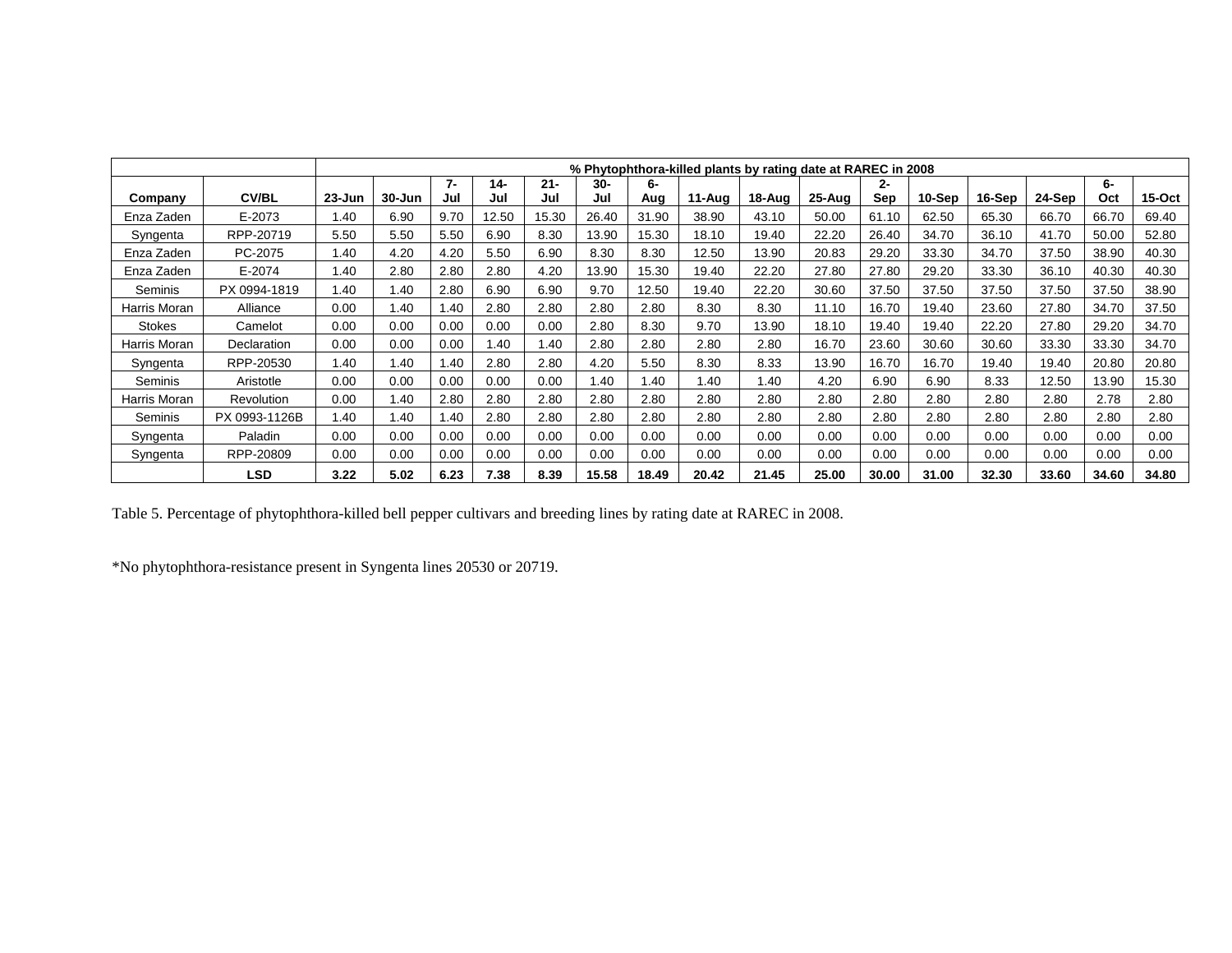| | | % Phytophthora-killed plants by rating date at RAREC in 2008 | | | | | | | | | | | | | | | |
|---|---|---|---|---|---|---|---|---|---|---|---|---|---|---|---|---|---|
| **Company** | **CV/BL** | **23-Jun** | **30-Jun** | **7-Jul** | **14-Jul** | **21-Jul** | **30-Jul** | **6-Aug** | **11-Aug** | **18-Aug** | **25-Aug** | **2-Sep** | **10-Sep** | **16-Sep** | **24-Sep** | **6-Oct** | **15-Oct** |
| Enza Zaden | E-2073 | 1.40 | 6.90 | 9.70 | 12.50 | 15.30 | 26.40 | 31.90 | 38.90 | 43.10 | 50.00 | 61.10 | 62.50 | 65.30 | 66.70 | 66.70 | 69.40 |
| Syngenta | RPP-20719 | 5.50 | 5.50 | 5.50 | 6.90 | 8.30 | 13.90 | 15.30 | 18.10 | 19.40 | 22.20 | 26.40 | 34.70 | 36.10 | 41.70 | 50.00 | 52.80 |
| Enza Zaden | PC-2075 | 1.40 | 4.20 | 4.20 | 5.50 | 6.90 | 8.30 | 8.30 | 12.50 | 13.90 | 20.83 | 29.20 | 33.30 | 34.70 | 37.50 | 38.90 | 40.30 |
| Enza Zaden | E-2074 | 1.40 | 2.80 | 2.80 | 2.80 | 4.20 | 13.90 | 15.30 | 19.40 | 22.20 | 27.80 | 27.80 | 29.20 | 33.30 | 36.10 | 40.30 | 40.30 |
| Seminis | PX 0994-1819 | 1.40 | 1.40 | 2.80 | 6.90 | 6.90 | 9.70 | 12.50 | 19.40 | 22.20 | 30.60 | 37.50 | 37.50 | 37.50 | 37.50 | 37.50 | 38.90 |
| Harris Moran | Alliance | 0.00 | 1.40 | 1.40 | 2.80 | 2.80 | 2.80 | 2.80 | 8.30 | 8.30 | 11.10 | 16.70 | 19.40 | 23.60 | 27.80 | 34.70 | 37.50 |
| Stokes | Camelot | 0.00 | 0.00 | 0.00 | 0.00 | 0.00 | 2.80 | 8.30 | 9.70 | 13.90 | 18.10 | 19.40 | 19.40 | 22.20 | 27.80 | 29.20 | 34.70 |
| Harris Moran | Declaration | 0.00 | 0.00 | 0.00 | 1.40 | 1.40 | 2.80 | 2.80 | 2.80 | 2.80 | 16.70 | 23.60 | 30.60 | 30.60 | 33.30 | 33.30 | 34.70 |
| Syngenta | RPP-20530 | 1.40 | 1.40 | 1.40 | 2.80 | 2.80 | 4.20 | 5.50 | 8.30 | 8.33 | 13.90 | 16.70 | 16.70 | 19.40 | 19.40 | 20.80 | 20.80 |
| Seminis | Aristotle | 0.00 | 0.00 | 0.00 | 0.00 | 0.00 | 1.40 | 1.40 | 1.40 | 1.40 | 4.20 | 6.90 | 6.90 | 8.33 | 12.50 | 13.90 | 15.30 |
| Harris Moran | Revolution | 0.00 | 1.40 | 2.80 | 2.80 | 2.80 | 2.80 | 2.80 | 2.80 | 2.80 | 2.80 | 2.80 | 2.80 | 2.80 | 2.80 | 2.78 | 2.80 |
| Seminis | PX 0993-1126B | 1.40 | 1.40 | 1.40 | 2.80 | 2.80 | 2.80 | 2.80 | 2.80 | 2.80 | 2.80 | 2.80 | 2.80 | 2.80 | 2.80 | 2.80 | 2.80 |
| Syngenta | Paladin | 0.00 | 0.00 | 0.00 | 0.00 | 0.00 | 0.00 | 0.00 | 0.00 | 0.00 | 0.00 | 0.00 | 0.00 | 0.00 | 0.00 | 0.00 | 0.00 |
| Syngenta | RPP-20809 | 0.00 | 0.00 | 0.00 | 0.00 | 0.00 | 0.00 | 0.00 | 0.00 | 0.00 | 0.00 | 0.00 | 0.00 | 0.00 | 0.00 | 0.00 | 0.00 |
| | **LSD** | **3.22** | **5.02** | **6.23** | **7.38** | **8.39** | **15.58** | **18.49** | **20.42** | **21.45** | **25.00** | **30.00** | **31.00** | **32.30** | **33.60** | **34.60** | **34.80** |

Table 5. Percentage of phytophthora-killed bell pepper cultivars and breeding lines by rating date at RAREC in 2008.

*No phytophthora-resistance present in Syngenta lines 20530 or 20719.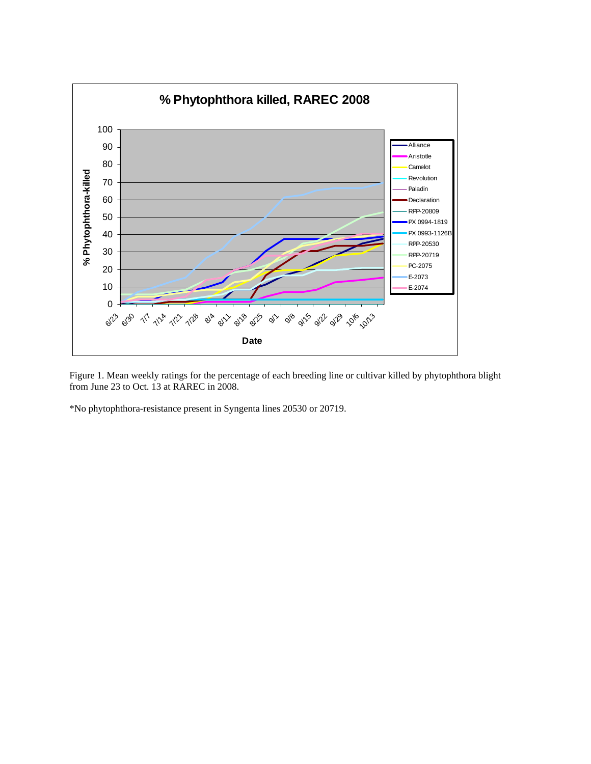Figure 1. Mean weekly ratings for the percentage of each breeding line or cultivar killed by phytophthora blight from June 23 to Oct. 13 at RAREC in 2008.

*No phytophthora-resistance present in Syngenta lines 20530 or 20719.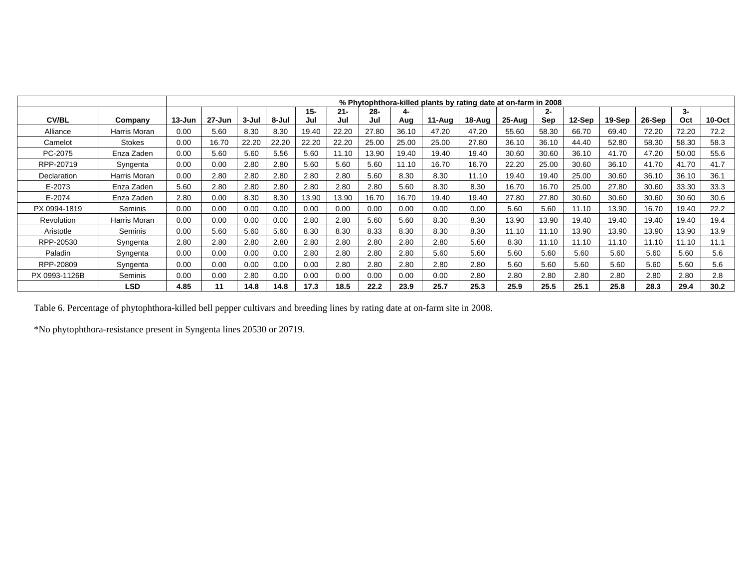| CV/BL | Company | % Phytophthora-killed plants by rating date at on-farm in 2008 | | | | | | | | | | | | | | | | |
|---|---|---|---|---|---|---|---|---|---|---|---|---|---|---|---|---|---|---|
| | | 13-Jun | 27-Jun | 3-Jul | 8-Jul | 15-Jul | 21-Jul | 28-Jul | 4-Aug | 11-Aug | 18-Aug | 25-Aug | 2-Sep | 12-Sep | 19-Sep | 26-Sep | 3-Oct | 10-Oct |
| Alliance | Harris Moran | 0.00 | 5.60 | 8.30 | 8.30 | 19.40 | 22.20 | 27.80 | 36.10 | 47.20 | 47.20 | 55.60 | 58.30 | 66.70 | 69.40 | 72.20 | 72.20 | 72.2 |
| Camelot | Stokes | 0.00 | 16.70 | 22.20 | 22.20 | 22.20 | 22.20 | 25.00 | 25.00 | 25.00 | 27.80 | 36.10 | 36.10 | 44.40 | 52.80 | 58.30 | 58.30 | 58.3 |
| PC-2075 | Enza Zaden | 0.00 | 5.60 | 5.60 | 5.56 | 5.60 | 11.10 | 13.90 | 19.40 | 19.40 | 19.40 | 30.60 | 30.60 | 36.10 | 41.70 | 47.20 | 50.00 | 55.6 |
| RPP-20719 | Syngenta | 0.00 | 0.00 | 2.80 | 2.80 | 5.60 | 5.60 | 5.60 | 11.10 | 16.70 | 16.70 | 22.20 | 25.00 | 30.60 | 36.10 | 41.70 | 41.70 | 41.7 |
| Declaration | Harris Moran | 0.00 | 2.80 | 2.80 | 2.80 | 2.80 | 2.80 | 5.60 | 8.30 | 8.30 | 11.10 | 19.40 | 19.40 | 25.00 | 30.60 | 36.10 | 36.10 | 36.1 |
| E-2073 | Enza Zaden | 5.60 | 2.80 | 2.80 | 2.80 | 2.80 | 2.80 | 2.80 | 5.60 | 8.30 | 8.30 | 16.70 | 16.70 | 25.00 | 27.80 | 30.60 | 33.30 | 33.3 |
| E-2074 | Enza Zaden | 2.80 | 0.00 | 8.30 | 8.30 | 13.90 | 13.90 | 16.70 | 16.70 | 19.40 | 19.40 | 27.80 | 27.80 | 30.60 | 30.60 | 30.60 | 30.60 | 30.6 |
| PX 0994-1819 | Seminis | 0.00 | 0.00 | 0.00 | 0.00 | 0.00 | 0.00 | 0.00 | 0.00 | 0.00 | 0.00 | 5.60 | 5.60 | 11.10 | 13.90 | 16.70 | 19.40 | 22.2 |
| Revolution | Harris Moran | 0.00 | 0.00 | 0.00 | 0.00 | 2.80 | 2.80 | 5.60 | 5.60 | 8.30 | 8.30 | 13.90 | 13.90 | 19.40 | 19.40 | 19.40 | 19.40 | 19.4 |
| Aristotle | Seminis | 0.00 | 5.60 | 5.60 | 5.60 | 8.30 | 8.30 | 8.33 | 8.30 | 8.30 | 8.30 | 11.10 | 11.10 | 13.90 | 13.90 | 13.90 | 13.90 | 13.9 |
| RPP-20530 | Syngenta | 2.80 | 2.80 | 2.80 | 2.80 | 2.80 | 2.80 | 2.80 | 2.80 | 2.80 | 5.60 | 8.30 | 11.10 | 11.10 | 11.10 | 11.10 | 11.10 | 11.1 |
| Paladin | Syngenta | 0.00 | 0.00 | 0.00 | 0.00 | 2.80 | 2.80 | 2.80 | 2.80 | 5.60 | 5.60 | 5.60 | 5.60 | 5.60 | 5.60 | 5.60 | 5.60 | 5.6 |
| RPP-20809 | Syngenta | 0.00 | 0.00 | 0.00 | 0.00 | 0.00 | 2.80 | 2.80 | 2.80 | 2.80 | 2.80 | 5.60 | 5.60 | 5.60 | 5.60 | 5.60 | 5.60 | 5.6 |
| PX 0993-1126B | Seminis | 0.00 | 0.00 | 2.80 | 0.00 | 0.00 | 0.00 | 0.00 | 0.00 | 0.00 | 2.80 | 2.80 | 2.80 | 2.80 | 2.80 | 2.80 | 2.80 | 2.8 |
| | **LSD** | **4.85** | **11** | **14.8** | **14.8** | **17.3** | **18.5** | **22.2** | **23.9** | **25.7** | **25.3** | **25.9** | **25.5** | **25.1** | **25.8** | **28.3** | **29.4** | **30.2** |

Table 6. Percentage of phytophthora-killed bell pepper cultivars and breeding lines by rating date at on-farm site in 2008.

*No phytophthora-resistance present in Syngenta lines 20530 or 20719.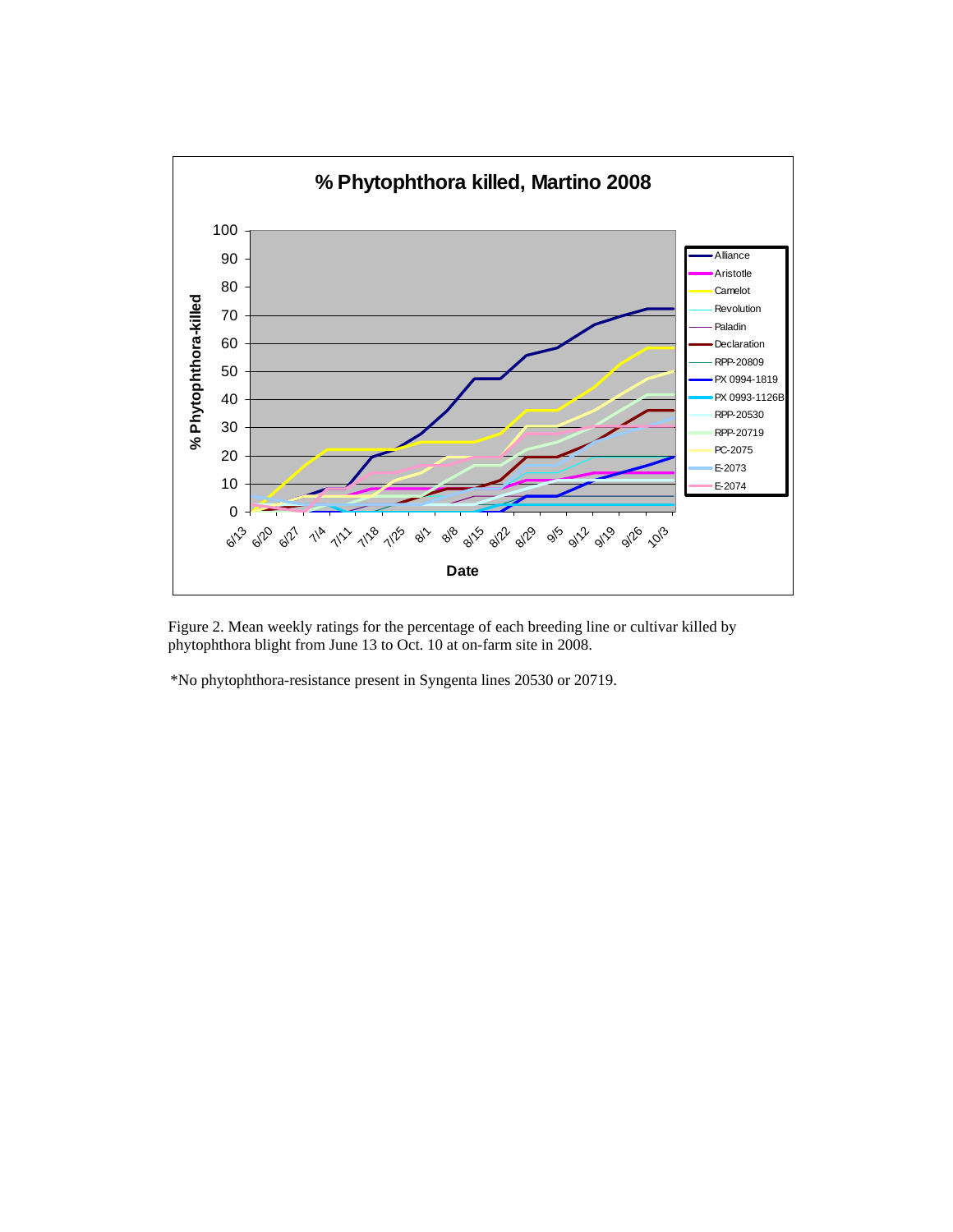% Phytophthora killed, Martino 2008

% Phytophthora-killed

100
90
80
70
60
50
40
30
20
10
0

6/13 6/20 6/27 7/4 7/11 7/18 7/25 8/1 8/8 8/15 8/22 8/29 9/5 9/12 9/19 9/26 10/3

Date

Alliance
Aristotle
Camelot
Revolution
Paladin
Declaration
RPP-20809
PX 0994-1819
PX 0993-1126B
RPP-20530
RPP-20719
PC-2075
E-2073
E-2074

Figure 2. Mean weekly ratings for the percentage of each breeding line or cultivar killed by phytophthora blight from June 13 to Oct. 10 at on-farm site in 2008.

*No phytophthora-resistance present in Syngenta lines 20530 or 20719.